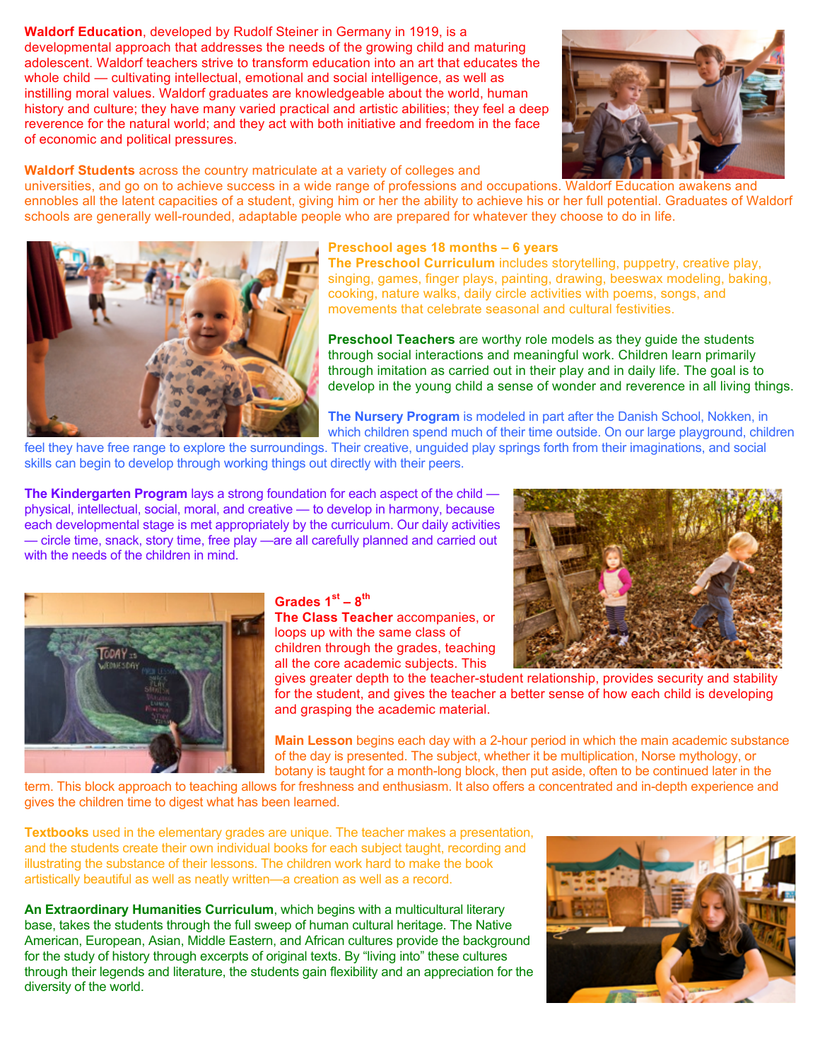**Waldorf Education**, developed by Rudolf Steiner in Germany in 1919, is a developmental approach that addresses the needs of the growing child and maturing adolescent. Waldorf teachers strive to transform education into an art that educates the whole child — cultivating intellectual, emotional and social intelligence, as well as instilling moral values. Waldorf graduates are knowledgeable about the world, human history and culture; they have many varied practical and artistic abilities; they feel a deep reverence for the natural world; and they act with both initiative and freedom in the face of economic and political pressures.

**Waldorf Students** across the country matriculate at a variety of colleges and universities, and go on to achieve success in a wide range of professions and occupations. Waldorf Education awakens and ennobles all the latent capacities of a student, giving him or her the ability to achieve his or her full potential. Graduates of Waldorf schools are generally well-rounded, adaptable people who are prepared for whatever they choose to do in life.

**Preschool ages 18 months – 6 years**

**The Preschool Curriculum** includes storytelling, puppetry, creative play, singing, games, finger plays, painting, drawing, beeswax modeling, baking, cooking, nature walks, daily circle activities with poems, songs, and movements that celebrate seasonal and cultural festivities.

**Preschool Teachers** are worthy role models as they guide the students through social interactions and meaningful work. Children learn primarily through imitation as carried out in their play and in daily life. The goal is to develop in the young child a sense of wonder and reverence in all living things.

**The Nursery Program** is modeled in part after the Danish School, Nokken, in which children spend much of their time outside. On our large playground, children feel they have free range to explore the surroundings. Their creative, unguided play springs forth from their imaginations, and social skills can begin to develop through working things out directly with their peers.

**The Kindergarten Program** lays a strong foundation for each aspect of the child — physical, intellectual, social, moral, and creative — to develop in harmony, because each developmental stage is met appropriately by the curriculum. Our daily activities — circle time, snack, story time, free play —are all carefully planned and carried out with the needs of the children in mind.

**Grades 1st – 8th**

**The Class Teacher** accompanies, or loops up with the same class of children through the grades, teaching all the core academic subjects. This gives greater depth to the teacher-student relationship, provides security and stability for the student, and gives the teacher a better sense of how each child is developing and grasping the academic material.

**Main Lesson** begins each day with a 2-hour period in which the main academic substance of the day is presented. The subject, whether it be multiplication, Norse mythology, or botany is taught for a month-long block, then put aside, often to be continued later in the term. This block approach to teaching allows for freshness and enthusiasm. It also offers a concentrated and in-depth experience and gives the children time to digest what has been learned.

**Textbooks** used in the elementary grades are unique. The teacher makes a presentation, and the students create their own individual books for each subject taught, recording and illustrating the substance of their lessons. The children work hard to make the book artistically beautiful as well as neatly written—a creation as well as a record.

**An Extraordinary Humanities Curriculum**, which begins with a multicultural literary base, takes the students through the full sweep of human cultural heritage. The Native American, European, Asian, Middle Eastern, and African cultures provide the background for the study of history through excerpts of original texts. By "living into" these cultures through their legends and literature, the students gain flexibility and an appreciation for the diversity of the world.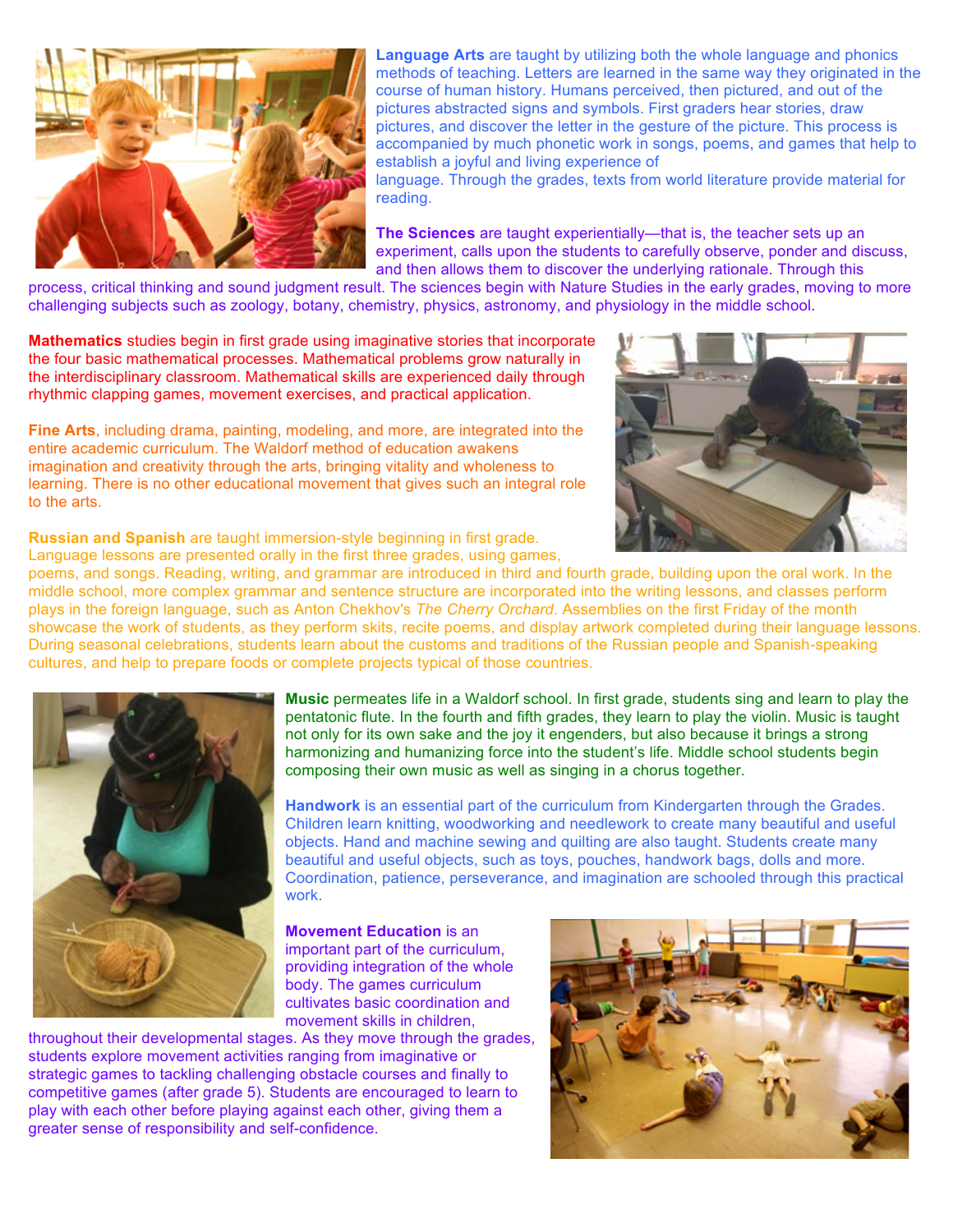**Language Arts** are taught by utilizing both the whole language and phonics methods of teaching. Letters are learned in the same way they originated in the course of human history. Humans perceived, then pictured, and out of the pictures abstracted signs and symbols. First graders hear stories, draw pictures, and discover the letter in the gesture of the picture. This process is accompanied by much phonetic work in songs, poems, and games that help to establish a joyful and living experience of language. Through the grades, texts from world literature provide material for reading.

**The Sciences** are taught experientially—that is, the teacher sets up an experiment, calls upon the students to carefully observe, ponder and discuss, and then allows them to discover the underlying rationale. Through this process, critical thinking and sound judgment result. The sciences begin with Nature Studies in the early grades, moving to more challenging subjects such as zoology, botany, chemistry, physics, astronomy, and physiology in the middle school.

**Mathematics** studies begin in first grade using imaginative stories that incorporate the four basic mathematical processes. Mathematical problems grow naturally in the interdisciplinary classroom. Mathematical skills are experienced daily through rhythmic clapping games, movement exercises, and practical application.

**Fine Arts**, including drama, painting, modeling, and more, are integrated into the entire academic curriculum. The Waldorf method of education awakens imagination and creativity through the arts, bringing vitality and wholeness to learning. There is no other educational movement that gives such an integral role to the arts.

**Russian and Spanish** are taught immersion-style beginning in first grade. Language lessons are presented orally in the first three grades, using games, poems, and songs. Reading, writing, and grammar are introduced in third and fourth grade, building upon the oral work. In the middle school, more complex grammar and sentence structure are incorporated into the writing lessons, and classes perform plays in the foreign language, such as Anton Chekhov's *The Cherry Orchard*. Assemblies on the first Friday of the month showcase the work of students, as they perform skits, recite poems, and display artwork completed during their language lessons. During seasonal celebrations, students learn about the customs and traditions of the Russian people and Spanish-speaking cultures, and help to prepare foods or complete projects typical of those countries.

**Music** permeates life in a Waldorf school. In first grade, students sing and learn to play the pentatonic flute. In the fourth and fifth grades, they learn to play the violin. Music is taught not only for its own sake and the joy it engenders, but also because it brings a strong harmonizing and humanizing force into the student's life. Middle school students begin composing their own music as well as singing in a chorus together.

**Handwork** is an essential part of the curriculum from Kindergarten through the Grades. Children learn knitting, woodworking and needlework to create many beautiful and useful objects. Hand and machine sewing and quilting are also taught. Students create many beautiful and useful objects, such as toys, pouches, handwork bags, dolls and more. Coordination, patience, perseverance, and imagination are schooled through this practical work.

**Movement Education** is an important part of the curriculum, providing integration of the whole body. The games curriculum cultivates basic coordination and movement skills in children, throughout their developmental stages. As they move through the grades, students explore movement activities ranging from imaginative or strategic games to tackling challenging obstacle courses and finally to competitive games (after grade 5). Students are encouraged to learn to play with each other before playing against each other, giving them a greater sense of responsibility and self-confidence.